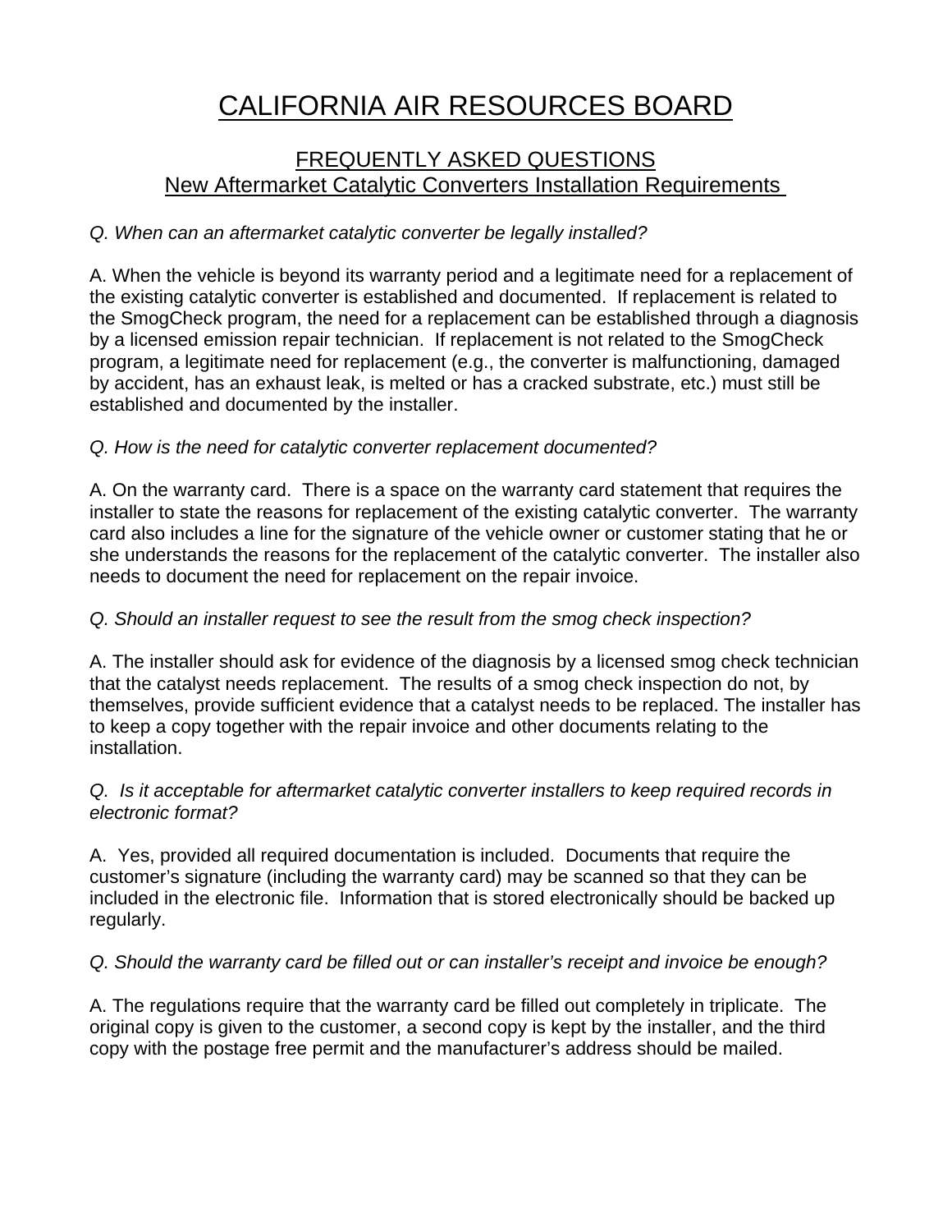# CALIFORNIA AIR RESOURCES BOARD

## FREQUENTLY ASKED QUESTIONS
## New Aftermarket Catalytic Converters Installation Requirements

*Q. When can an aftermarket catalytic converter be legally installed?*

A. When the vehicle is beyond its warranty period and a legitimate need for a replacement of the existing catalytic converter is established and documented. If replacement is related to the SmogCheck program, the need for a replacement can be established through a diagnosis by a licensed emission repair technician. If replacement is not related to the SmogCheck program, a legitimate need for replacement (e.g., the converter is malfunctioning, damaged by accident, has an exhaust leak, is melted or has a cracked substrate, etc.) must still be established and documented by the installer.

*Q. How is the need for catalytic converter replacement documented?*

A. On the warranty card. There is a space on the warranty card statement that requires the installer to state the reasons for replacement of the existing catalytic converter. The warranty card also includes a line for the signature of the vehicle owner or customer stating that he or she understands the reasons for the replacement of the catalytic converter. The installer also needs to document the need for replacement on the repair invoice.

*Q. Should an installer request to see the result from the smog check inspection?*

A. The installer should ask for evidence of the diagnosis by a licensed smog check technician that the catalyst needs replacement. The results of a smog check inspection do not, by themselves, provide sufficient evidence that a catalyst needs to be replaced. The installer has to keep a copy together with the repair invoice and other documents relating to the installation.

*Q. Is it acceptable for aftermarket catalytic converter installers to keep required records in electronic format?*

A. Yes, provided all required documentation is included. Documents that require the customer's signature (including the warranty card) may be scanned so that they can be included in the electronic file. Information that is stored electronically should be backed up regularly.

*Q. Should the warranty card be filled out or can installer's receipt and invoice be enough?*

A. The regulations require that the warranty card be filled out completely in triplicate. The original copy is given to the customer, a second copy is kept by the installer, and the third copy with the postage free permit and the manufacturer's address should be mailed.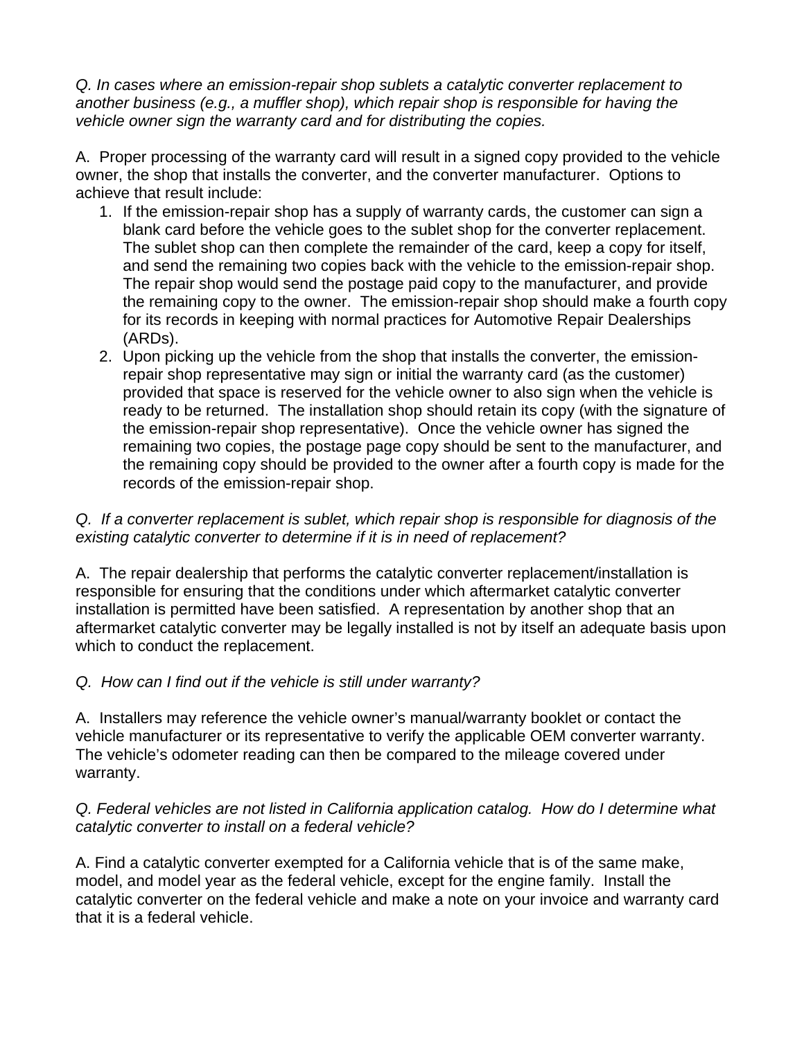*Q. In cases where an emission-repair shop sublets a catalytic converter replacement to another business (e.g., a muffler shop), which repair shop is responsible for having the vehicle owner sign the warranty card and for distributing the copies.*

A. Proper processing of the warranty card will result in a signed copy provided to the vehicle owner, the shop that installs the converter, and the converter manufacturer. Options to achieve that result include:

1. If the emission-repair shop has a supply of warranty cards, the customer can sign a blank card before the vehicle goes to the sublet shop for the converter replacement. The sublet shop can then complete the remainder of the card, keep a copy for itself, and send the remaining two copies back with the vehicle to the emission-repair shop. The repair shop would send the postage paid copy to the manufacturer, and provide the remaining copy to the owner. The emission-repair shop should make a fourth copy for its records in keeping with normal practices for Automotive Repair Dealerships (ARDs).
2. Upon picking up the vehicle from the shop that installs the converter, the emission-repair shop representative may sign or initial the warranty card (as the customer) provided that space is reserved for the vehicle owner to also sign when the vehicle is ready to be returned. The installation shop should retain its copy (with the signature of the emission-repair shop representative). Once the vehicle owner has signed the remaining two copies, the postage page copy should be sent to the manufacturer, and the remaining copy should be provided to the owner after a fourth copy is made for the records of the emission-repair shop.

*Q. If a converter replacement is sublet, which repair shop is responsible for diagnosis of the existing catalytic converter to determine if it is in need of replacement?*

A. The repair dealership that performs the catalytic converter replacement/installation is responsible for ensuring that the conditions under which aftermarket catalytic converter installation is permitted have been satisfied. A representation by another shop that an aftermarket catalytic converter may be legally installed is not by itself an adequate basis upon which to conduct the replacement.

*Q. How can I find out if the vehicle is still under warranty?*

A. Installers may reference the vehicle owner's manual/warranty booklet or contact the vehicle manufacturer or its representative to verify the applicable OEM converter warranty. The vehicle's odometer reading can then be compared to the mileage covered under warranty.

*Q. Federal vehicles are not listed in California application catalog. How do I determine what catalytic converter to install on a federal vehicle?*

A. Find a catalytic converter exempted for a California vehicle that is of the same make, model, and model year as the federal vehicle, except for the engine family. Install the catalytic converter on the federal vehicle and make a note on your invoice and warranty card that it is a federal vehicle.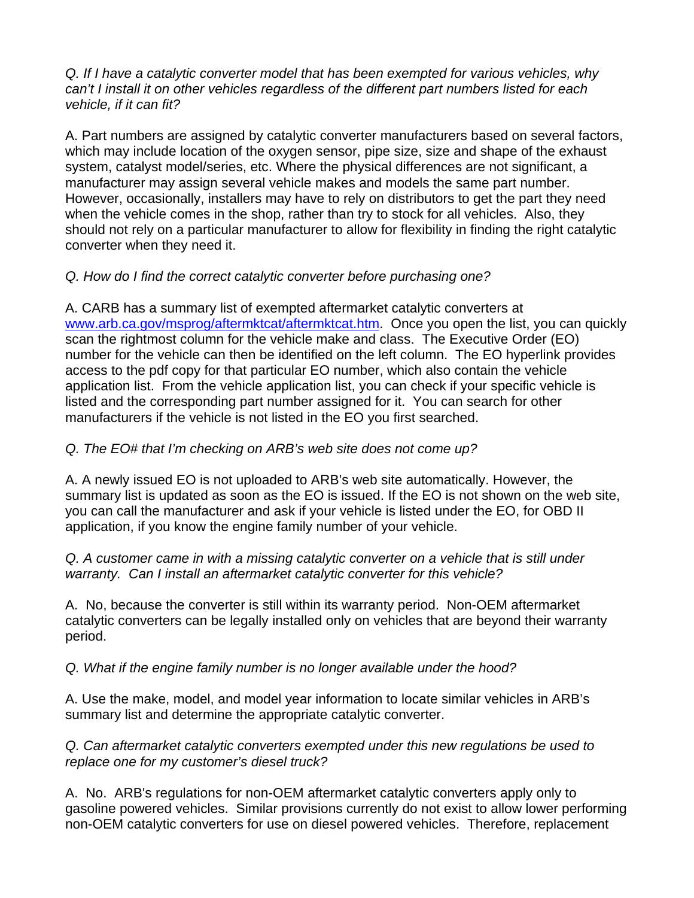*Q. If I have a catalytic converter model that has been exempted for various vehicles, why can't I install it on other vehicles regardless of the different part numbers listed for each vehicle, if it can fit?*

A. Part numbers are assigned by catalytic converter manufacturers based on several factors, which may include location of the oxygen sensor, pipe size, size and shape of the exhaust system, catalyst model/series, etc. Where the physical differences are not significant, a manufacturer may assign several vehicle makes and models the same part number. However, occasionally, installers may have to rely on distributors to get the part they need when the vehicle comes in the shop, rather than try to stock for all vehicles. Also, they should not rely on a particular manufacturer to allow for flexibility in finding the right catalytic converter when they need it.

*Q. How do I find the correct catalytic converter before purchasing one?*

A. CARB has a summary list of exempted aftermarket catalytic converters at [www.arb.ca.gov/msprog/aftermktcat/aftermktcat.htm](www.arb.ca.gov/msprog/aftermktcat/aftermktcat.htm). Once you open the list, you can quickly scan the rightmost column for the vehicle make and class. The Executive Order (EO) number for the vehicle can then be identified on the left column. The EO hyperlink provides access to the pdf copy for that particular EO number, which also contain the vehicle application list. From the vehicle application list, you can check if your specific vehicle is listed and the corresponding part number assigned for it. You can search for other manufacturers if the vehicle is not listed in the EO you first searched.

*Q. The EO# that I'm checking on ARB's web site does not come up?*

A. A newly issued EO is not uploaded to ARB's web site automatically. However, the summary list is updated as soon as the EO is issued. If the EO is not shown on the web site, you can call the manufacturer and ask if your vehicle is listed under the EO, for OBD II application, if you know the engine family number of your vehicle.

*Q. A customer came in with a missing catalytic converter on a vehicle that is still under warranty. Can I install an aftermarket catalytic converter for this vehicle?*

A. No, because the converter is still within its warranty period. Non-OEM aftermarket catalytic converters can be legally installed only on vehicles that are beyond their warranty period.

*Q. What if the engine family number is no longer available under the hood?*

A. Use the make, model, and model year information to locate similar vehicles in ARB's summary list and determine the appropriate catalytic converter.

*Q. Can aftermarket catalytic converters exempted under this new regulations be used to replace one for my customer's diesel truck?*

A. No. ARB's regulations for non-OEM aftermarket catalytic converters apply only to gasoline powered vehicles. Similar provisions currently do not exist to allow lower performing non-OEM catalytic converters for use on diesel powered vehicles. Therefore, replacement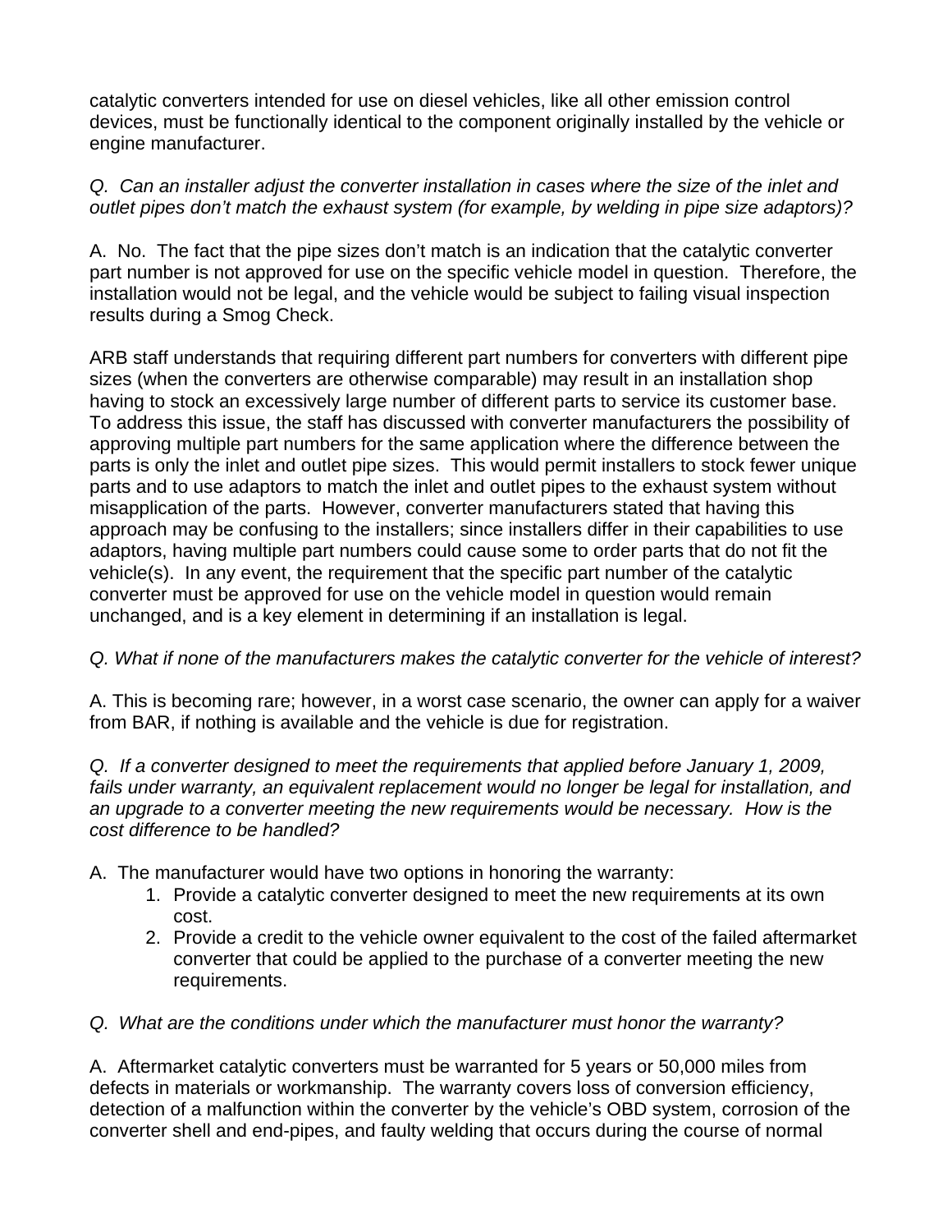catalytic converters intended for use on diesel vehicles, like all other emission control devices, must be functionally identical to the component originally installed by the vehicle or engine manufacturer.

*Q. Can an installer adjust the converter installation in cases where the size of the inlet and outlet pipes don't match the exhaust system (for example, by welding in pipe size adaptors)?*

A. No. The fact that the pipe sizes don't match is an indication that the catalytic converter part number is not approved for use on the specific vehicle model in question. Therefore, the installation would not be legal, and the vehicle would be subject to failing visual inspection results during a Smog Check.

ARB staff understands that requiring different part numbers for converters with different pipe sizes (when the converters are otherwise comparable) may result in an installation shop having to stock an excessively large number of different parts to service its customer base. To address this issue, the staff has discussed with converter manufacturers the possibility of approving multiple part numbers for the same application where the difference between the parts is only the inlet and outlet pipe sizes. This would permit installers to stock fewer unique parts and to use adaptors to match the inlet and outlet pipes to the exhaust system without misapplication of the parts. However, converter manufacturers stated that having this approach may be confusing to the installers; since installers differ in their capabilities to use adaptors, having multiple part numbers could cause some to order parts that do not fit the vehicle(s). In any event, the requirement that the specific part number of the catalytic converter must be approved for use on the vehicle model in question would remain unchanged, and is a key element in determining if an installation is legal.

*Q. What if none of the manufacturers makes the catalytic converter for the vehicle of interest?*

A. This is becoming rare; however, in a worst case scenario, the owner can apply for a waiver from BAR, if nothing is available and the vehicle is due for registration.

*Q. If a converter designed to meet the requirements that applied before January 1, 2009, fails under warranty, an equivalent replacement would no longer be legal for installation, and an upgrade to a converter meeting the new requirements would be necessary. How is the cost difference to be handled?*

A. The manufacturer would have two options in honoring the warranty:

1. Provide a catalytic converter designed to meet the new requirements at its own cost.
2. Provide a credit to the vehicle owner equivalent to the cost of the failed aftermarket converter that could be applied to the purchase of a converter meeting the new requirements.

*Q. What are the conditions under which the manufacturer must honor the warranty?*

A. Aftermarket catalytic converters must be warranted for 5 years or 50,000 miles from defects in materials or workmanship. The warranty covers loss of conversion efficiency, detection of a malfunction within the converter by the vehicle's OBD system, corrosion of the converter shell and end-pipes, and faulty welding that occurs during the course of normal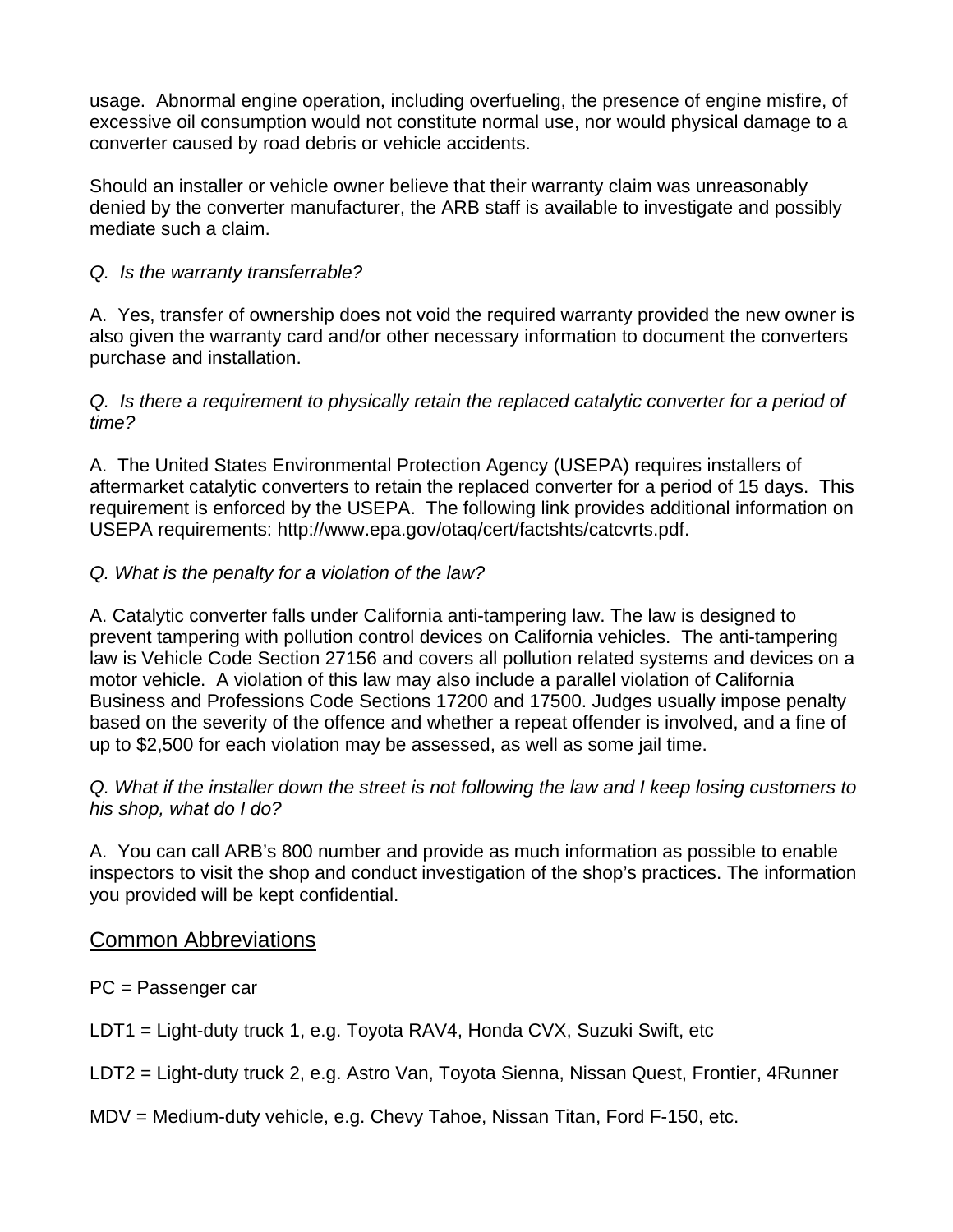usage.  Abnormal engine operation, including overfueling, the presence of engine misfire, of excessive oil consumption would not constitute normal use, nor would physical damage to a converter caused by road debris or vehicle accidents.

Should an installer or vehicle owner believe that their warranty claim was unreasonably denied by the converter manufacturer, the ARB staff is available to investigate and possibly mediate such a claim.

*Q.  Is the warranty transferrable?*

A.  Yes, transfer of ownership does not void the required warranty provided the new owner is also given the warranty card and/or other necessary information to document the converters purchase and installation.

*Q.  Is there a requirement to physically retain the replaced catalytic converter for a period of time?*

A.  The United States Environmental Protection Agency (USEPA) requires installers of aftermarket catalytic converters to retain the replaced converter for a period of 15 days.  This requirement is enforced by the USEPA.  The following link provides additional information on USEPA requirements: http://www.epa.gov/otaq/cert/factshts/catcvrts.pdf.

*Q. What is the penalty for a violation of the law?*

A. Catalytic converter falls under California anti-tampering law. The law is designed to prevent tampering with pollution control devices on California vehicles.  The anti-tampering law is Vehicle Code Section 27156 and covers all pollution related systems and devices on a motor vehicle.  A violation of this law may also include a parallel violation of California Business and Professions Code Sections 17200 and 17500. Judges usually impose penalty based on the severity of the offence and whether a repeat offender is involved, and a fine of up to $2,500 for each violation may be assessed, as well as some jail time.

*Q. What if the installer down the street is not following the law and I keep losing customers to his shop, what do I do?*

A.  You can call ARB's 800 number and provide as much information as possible to enable inspectors to visit the shop and conduct investigation of the shop's practices. The information you provided will be kept confidential.

## Common Abbreviations

PC = Passenger car

LDT1 = Light-duty truck 1, e.g. Toyota RAV4, Honda CVX, Suzuki Swift, etc

LDT2 = Light-duty truck 2, e.g. Astro Van, Toyota Sienna, Nissan Quest, Frontier, 4Runner

MDV = Medium-duty vehicle, e.g. Chevy Tahoe, Nissan Titan, Ford F-150, etc.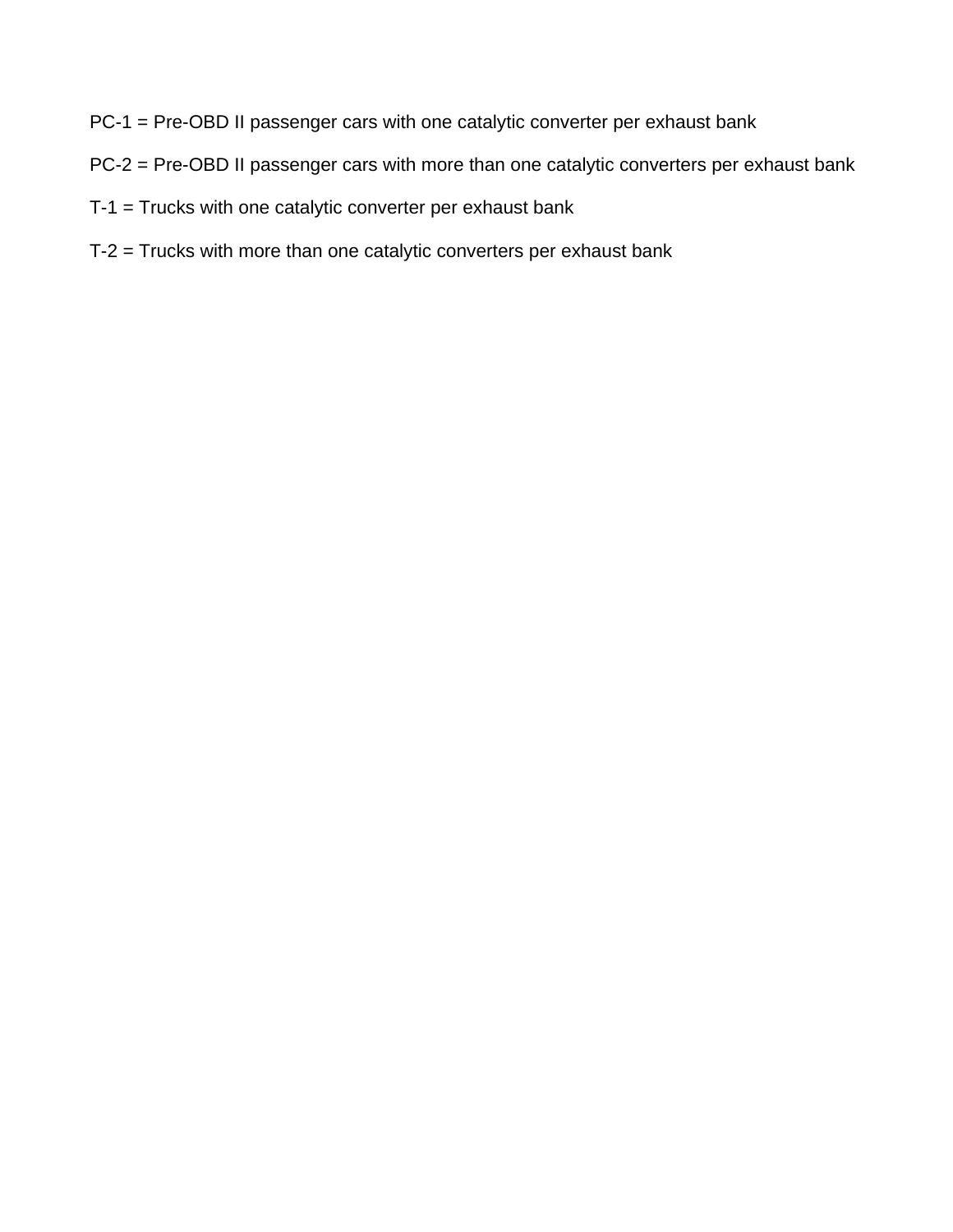PC-1 = Pre-OBD II passenger cars with one catalytic converter per exhaust bank

PC-2 = Pre-OBD II passenger cars with more than one catalytic converters per exhaust bank

T-1 = Trucks with one catalytic converter per exhaust bank

T-2 = Trucks with more than one catalytic converters per exhaust bank